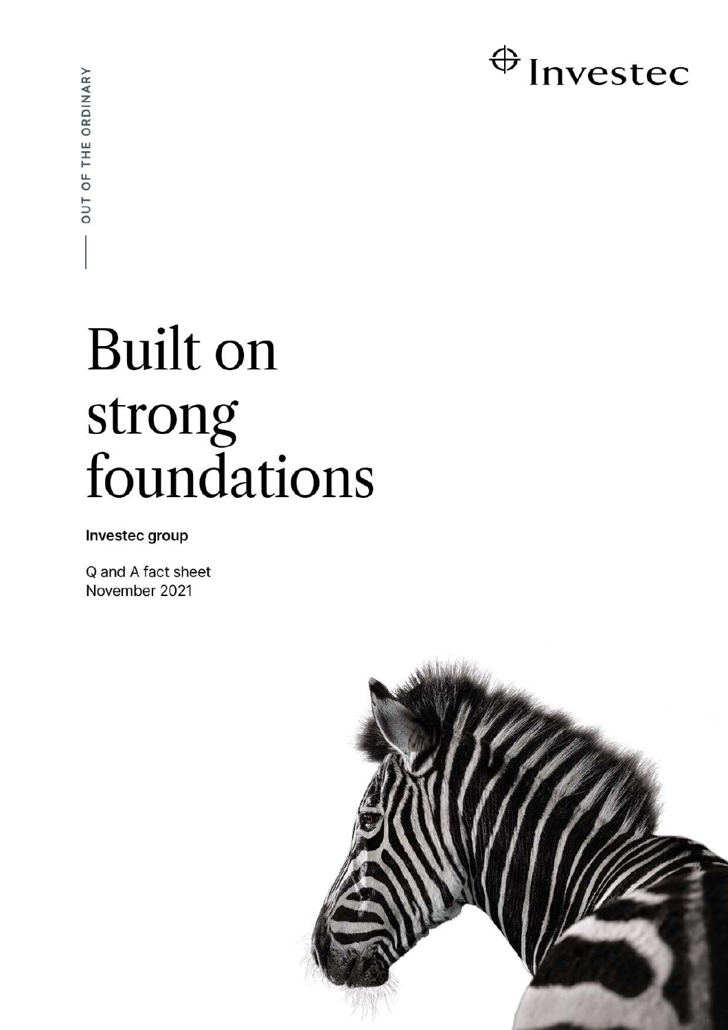OUT OF THE ORDINARY

Investec

# Built on strong foundations

**Investec group**

Q and A fact sheet
November 2021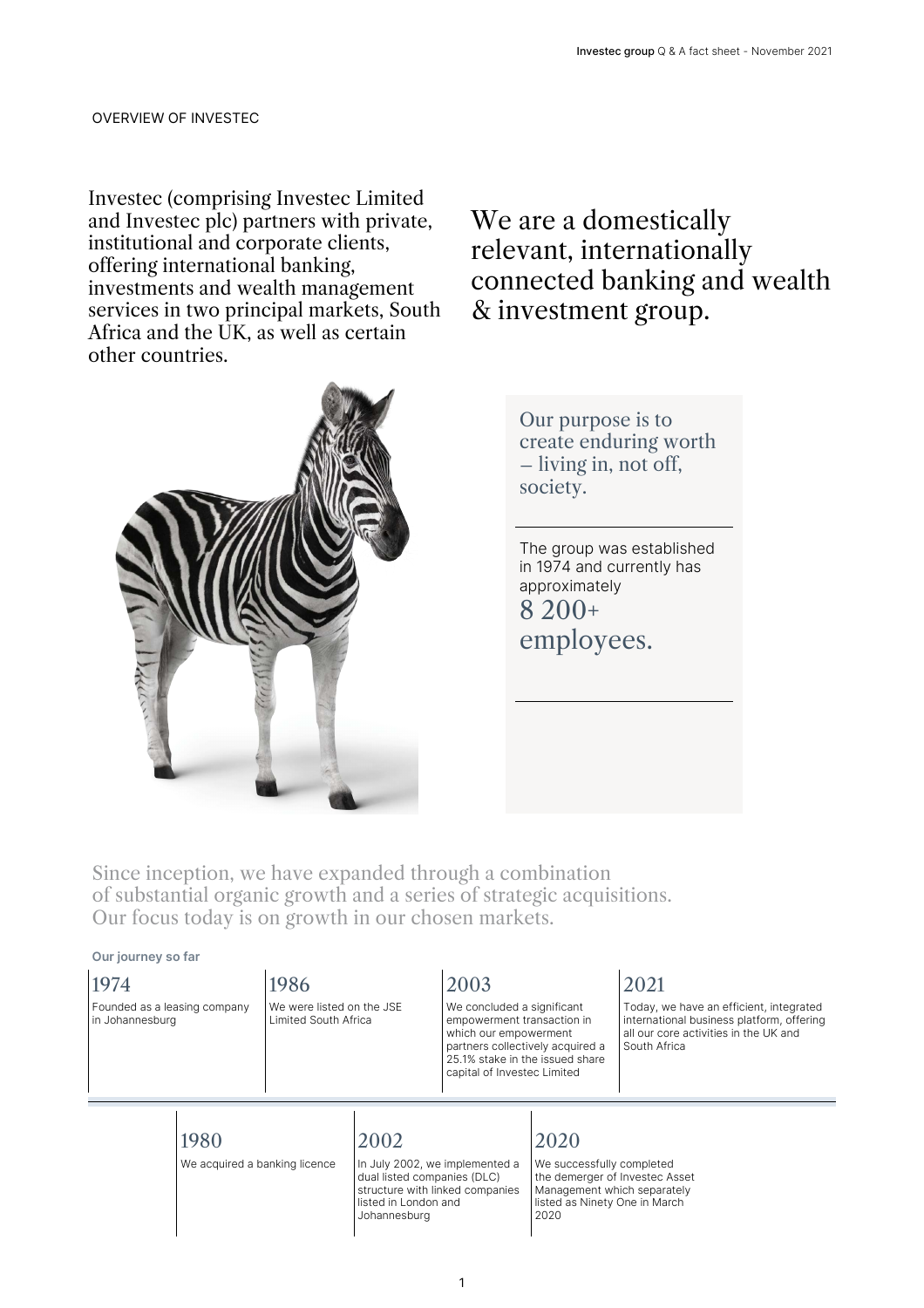OVERVIEW OF INVESTEC

Investec (comprising Investec Limited and Investec plc) partners with private, institutional and corporate clients, offering international banking, investments and wealth management services in two principal markets, South Africa and the UK, as well as certain other countries.

## We are a domestically relevant, internationally connected banking and wealth & investment group.

Our purpose is to create enduring worth – living in, not off, society.

The group was established in 1974 and currently has approximately

8 200+ employees.

Since inception, we have expanded through a combination of substantial organic growth and a series of strategic acquisitions. Our focus today is on growth in our chosen markets.

**Our journey so far**

### 1974
Founded as a leasing company in Johannesburg

### 1980
We acquired a banking licence

### 1986
We were listed on the JSE Limited South Africa

### 2002
In July 2002, we implemented a dual listed companies (DLC) structure with linked companies listed in London and Johannesburg

### 2003
We concluded a significant empowerment transaction in which our empowerment partners collectively acquired a 25.1% stake in the issued share capital of Investec Limited

### 2020
We successfully completed the demerger of Investec Asset Management which separately listed as Ninety One in March 2020

### 2021
Today, we have an efficient, integrated international business platform, offering all our core activities in the UK and South Africa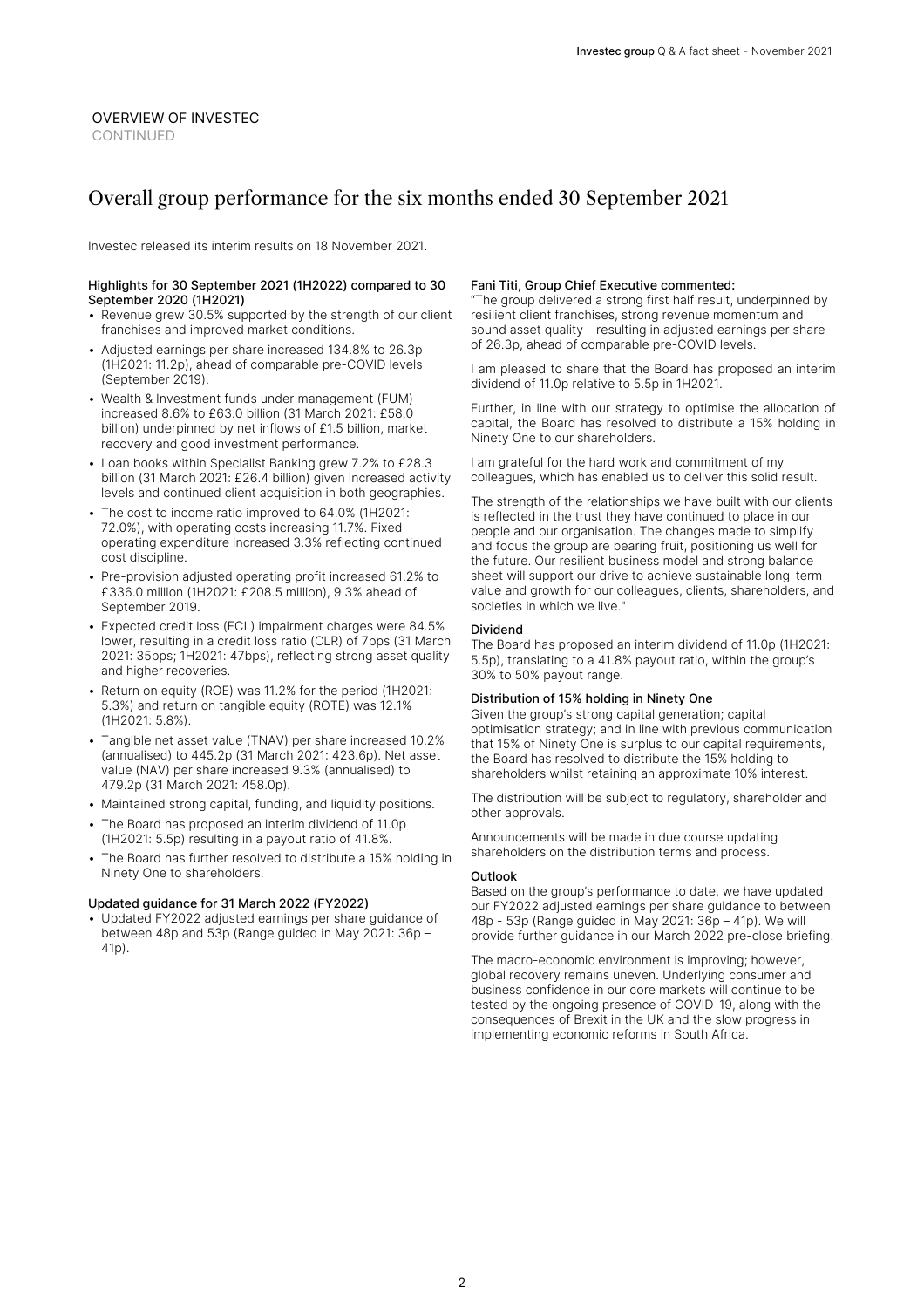OVERVIEW OF INVESTEC
CONTINUED

# Overall group performance for the six months ended 30 September 2021

Investec released its interim results on 18 November 2021.

### Highlights for 30 September 2021 (1H2022) compared to 30 September 2020 (1H2021)

- Revenue grew 30.5% supported by the strength of our client franchises and improved market conditions.
- Adjusted earnings per share increased 134.8% to 26.3p (1H2021: 11.2p), ahead of comparable pre-COVID levels (September 2019).
- Wealth & Investment funds under management (FUM) increased 8.6% to £63.0 billion (31 March 2021: £58.0 billion) underpinned by net inflows of £1.5 billion, market recovery and good investment performance.
- Loan books within Specialist Banking grew 7.2% to £28.3 billion (31 March 2021: £26.4 billion) given increased activity levels and continued client acquisition in both geographies.
- The cost to income ratio improved to 64.0% (1H2021: 72.0%), with operating costs increasing 11.7%. Fixed operating expenditure increased 3.3% reflecting continued cost discipline.
- Pre-provision adjusted operating profit increased 61.2% to £336.0 million (1H2021: £208.5 million), 9.3% ahead of September 2019.
- Expected credit loss (ECL) impairment charges were 84.5% lower, resulting in a credit loss ratio (CLR) of 7bps (31 March 2021: 35bps; 1H2021: 47bps), reflecting strong asset quality and higher recoveries.
- Return on equity (ROE) was 11.2% for the period (1H2021: 5.3%) and return on tangible equity (ROTE) was 12.1% (1H2021: 5.8%).
- Tangible net asset value (TNAV) per share increased 10.2% (annualised) to 445.2p (31 March 2021: 423.6p). Net asset value (NAV) per share increased 9.3% (annualised) to 479.2p (31 March 2021: 458.0p).
- Maintained strong capital, funding, and liquidity positions.
- The Board has proposed an interim dividend of 11.0p (1H2021: 5.5p) resulting in a payout ratio of 41.8%.
- The Board has further resolved to distribute a 15% holding in Ninety One to shareholders.

### Updated guidance for 31 March 2022 (FY2022)

- Updated FY2022 adjusted earnings per share guidance of between 48p and 53p (Range guided in May 2021: 36p – 41p).

### Fani Titi, Group Chief Executive commented:

"The group delivered a strong first half result, underpinned by resilient client franchises, strong revenue momentum and sound asset quality – resulting in adjusted earnings per share of 26.3p, ahead of comparable pre-COVID levels.

I am pleased to share that the Board has proposed an interim dividend of 11.0p relative to 5.5p in 1H2021.

Further, in line with our strategy to optimise the allocation of capital, the Board has resolved to distribute a 15% holding in Ninety One to our shareholders.

I am grateful for the hard work and commitment of my colleagues, which has enabled us to deliver this solid result.

The strength of the relationships we have built with our clients is reflected in the trust they have continued to place in our people and our organisation. The changes made to simplify and focus the group are bearing fruit, positioning us well for the future. Our resilient business model and strong balance sheet will support our drive to achieve sustainable long-term value and growth for our colleagues, clients, shareholders, and societies in which we live."

### Dividend

The Board has proposed an interim dividend of 11.0p (1H2021: 5.5p), translating to a 41.8% payout ratio, within the group's 30% to 50% payout range.

### Distribution of 15% holding in Ninety One

Given the group's strong capital generation; capital optimisation strategy; and in line with previous communication that 15% of Ninety One is surplus to our capital requirements, the Board has resolved to distribute the 15% holding to shareholders whilst retaining an approximate 10% interest.

The distribution will be subject to regulatory, shareholder and other approvals.

Announcements will be made in due course updating shareholders on the distribution terms and process.

### Outlook

Based on the group's performance to date, we have updated our FY2022 adjusted earnings per share guidance to between 48p - 53p (Range guided in May 2021: 36p – 41p). We will provide further guidance in our March 2022 pre-close briefing.

The macro-economic environment is improving; however, global recovery remains uneven. Underlying consumer and business confidence in our core markets will continue to be tested by the ongoing presence of COVID-19, along with the consequences of Brexit in the UK and the slow progress in implementing economic reforms in South Africa.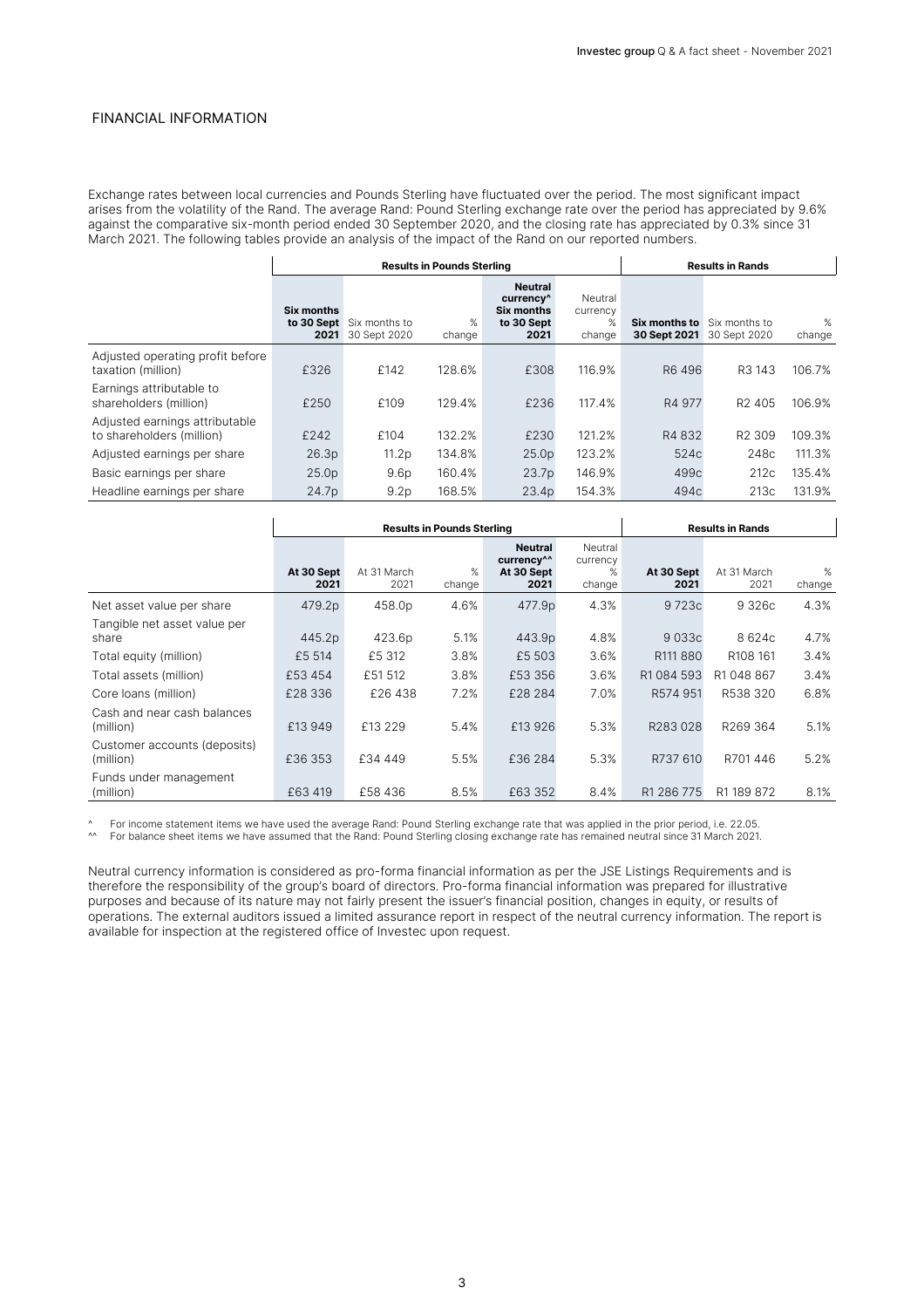## FINANCIAL INFORMATION

Exchange rates between local currencies and Pounds Sterling have fluctuated over the period. The most significant impact arises from the volatility of the Rand. The average Rand: Pound Sterling exchange rate over the period has appreciated by 9.6% against the comparative six-month period ended 30 September 2020, and the closing rate has appreciated by 0.3% since 31 March 2021. The following tables provide an analysis of the impact of the Rand on our reported numbers.

| | Results in Pounds Sterling | | | | | Results in Rands | | |
|---|---|---|---|---|---|---|---|---|
| | **Six months to 30 Sept 2021** | Six months to 30 Sept 2020 | % change | **Neutral currency^ Six months to 30 Sept 2021** | Neutral currency % change | **Six months to 30 Sept 2021** | Six months to 30 Sept 2020 | % change |
| Adjusted operating profit before taxation (million) | £326 | £142 | 128.6% | £308 | 116.9% | R6 496 | R3 143 | 106.7% |
| Earnings attributable to shareholders (million) | £250 | £109 | 129.4% | £236 | 117.4% | R4 977 | R2 405 | 106.9% |
| Adjusted earnings attributable to shareholders (million) | £242 | £104 | 132.2% | £230 | 121.2% | R4 832 | R2 309 | 109.3% |
| Adjusted earnings per share | 26.3p | 11.2p | 134.8% | 25.0p | 123.2% | 524c | 248c | 111.3% |
| Basic earnings per share | 25.0p | 9.6p | 160.4% | 23.7p | 146.9% | 499c | 212c | 135.4% |
| Headline earnings per share | 24.7p | 9.2p | 168.5% | 23.4p | 154.3% | 494c | 213c | 131.9% |

| | Results in Pounds Sterling | | | | | Results in Rands | | |
|---|---|---|---|---|---|---|---|---|
| | **At 30 Sept 2021** | At 31 March 2021 | % change | **Neutral currency^^ At 30 Sept 2021** | Neutral currency % change | **At 30 Sept 2021** | At 31 March 2021 | % change |
| Net asset value per share | 479.2p | 458.0p | 4.6% | 477.9p | 4.3% | 9 723c | 9 326c | 4.3% |
| Tangible net asset value per share | 445.2p | 423.6p | 5.1% | 443.9p | 4.8% | 9 033c | 8 624c | 4.7% |
| Total equity (million) | £5 514 | £5 312 | 3.8% | £5 503 | 3.6% | R111 880 | R108 161 | 3.4% |
| Total assets (million) | £53 454 | £51 512 | 3.8% | £53 356 | 3.6% | R1 084 593 | R1 048 867 | 3.4% |
| Core loans (million) | £28 336 | £26 438 | 7.2% | £28 284 | 7.0% | R574 951 | R538 320 | 6.8% |
| Cash and near cash balances (million) | £13 949 | £13 229 | 5.4% | £13 926 | 5.3% | R283 028 | R269 364 | 5.1% |
| Customer accounts (deposits) (million) | £36 353 | £34 449 | 5.5% | £36 284 | 5.3% | R737 610 | R701 446 | 5.2% |
| Funds under management (million) | £63 419 | £58 436 | 8.5% | £63 352 | 8.4% | R1 286 775 | R1 189 872 | 8.1% |

^ For income statement items we have used the average Rand: Pound Sterling exchange rate that was applied in the prior period, i.e. 22.05.

^^ For balance sheet items we have assumed that the Rand: Pound Sterling closing exchange rate has remained neutral since 31 March 2021.

Neutral currency information is considered as pro-forma financial information as per the JSE Listings Requirements and is therefore the responsibility of the group's board of directors. Pro-forma financial information was prepared for illustrative purposes and because of its nature may not fairly present the issuer's financial position, changes in equity, or results of operations. The external auditors issued a limited assurance report in respect of the neutral currency information. The report is available for inspection at the registered office of Investec upon request.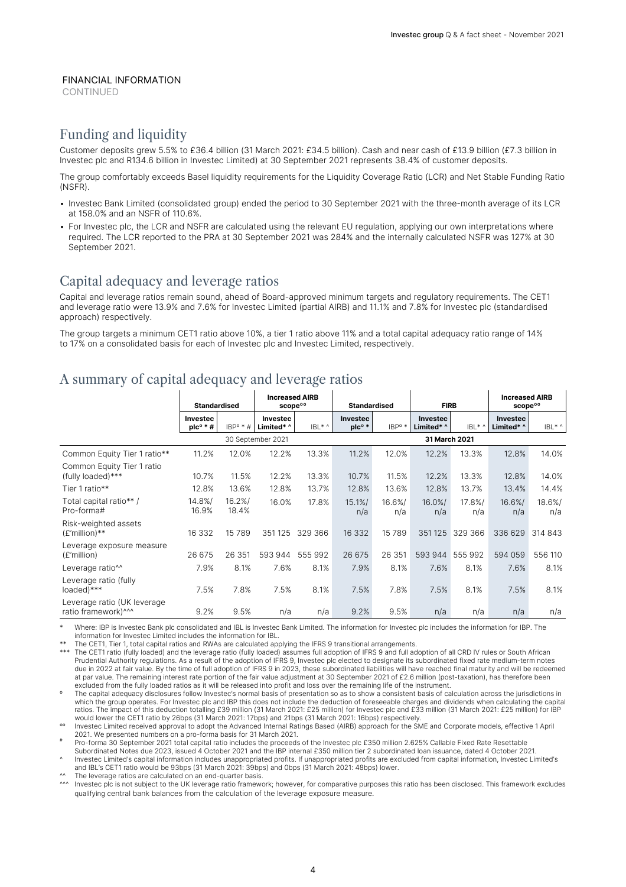FINANCIAL INFORMATION

CONTINUED

## Funding and liquidity

Customer deposits grew 5.5% to £36.4 billion (31 March 2021: £34.5 billion). Cash and near cash of £13.9 billion (£7.3 billion in Investec plc and R134.6 billion in Investec Limited) at 30 September 2021 represents 38.4% of customer deposits.

The group comfortably exceeds Basel liquidity requirements for the Liquidity Coverage Ratio (LCR) and Net Stable Funding Ratio (NSFR).

- Investec Bank Limited (consolidated group) ended the period to 30 September 2021 with the three-month average of its LCR at 158.0% and an NSFR of 110.6%.
- For Investec plc, the LCR and NSFR are calculated using the relevant EU regulation, applying our own interpretations where required. The LCR reported to the PRA at 30 September 2021 was 284% and the internally calculated NSFR was 127% at 30 September 2021.

## Capital adequacy and leverage ratios

Capital and leverage ratios remain sound, ahead of Board-approved minimum targets and regulatory requirements. The CET1 and leverage ratio were 13.9% and 7.6% for Investec Limited (partial AIRB) and 11.1% and 7.8% for Investec plc (standardised approach) respectively.

The group targets a minimum CET1 ratio above 10%, a tier 1 ratio above 11% and a total capital adequacy ratio range of 14% to 17% on a consolidated basis for each of Investec plc and Investec Limited, respectively.

## A summary of capital adequacy and leverage ratios

| | Standardised | | Increased AIRB scope°° | | Standardised | | FIRB | | Increased AIRB scope°° | |
|---|---|---|---|---|---|---|---|---|---|---|
| | Investec plc° * # | IBP° * # | Investec Limited* ^ | IBL* ^ | Investec plc° * | IBP° * | Investec Limited* ^ | IBL* ^ | Investec Limited* ^ | IBL* ^ |
| | 30 September 2021 | | | | 31 March 2021 | | | | | |
| Common Equity Tier 1 ratio** | 11.2% | 12.0% | 12.2% | 13.3% | 11.2% | 12.0% | 12.2% | 13.3% | 12.8% | 14.0% |
| Common Equity Tier 1 ratio (fully loaded)*** | 10.7% | 11.5% | 12.2% | 13.3% | 10.7% | 11.5% | 12.2% | 13.3% | 12.8% | 14.0% |
| Tier 1 ratio** | 12.8% | 13.6% | 12.8% | 13.7% | 12.8% | 13.6% | 12.8% | 13.7% | 13.4% | 14.4% |
| Total capital ratio** / Pro-forma# | 14.8%/ 16.9% | 16.2%/ 18.4% | 16.0% | 17.8% | 15.1%/ n/a | 16.6%/ n/a | 16.0%/ n/a | 17.8%/ n/a | 16.6%/ n/a | 18.6%/ n/a |
| Risk-weighted assets (£'million)** | 16 332 | 15 789 | 351 125 | 329 366 | 16 332 | 15 789 | 351 125 | 329 366 | 336 629 | 314 843 |
| Leverage exposure measure (£'million) | 26 675 | 26 351 | 593 944 | 555 992 | 26 675 | 26 351 | 593 944 | 555 992 | 594 059 | 556 110 |
| Leverage ratio^^ | 7.9% | 8.1% | 7.6% | 8.1% | 7.9% | 8.1% | 7.6% | 8.1% | 7.6% | 8.1% |
| Leverage ratio (fully loaded)*** | 7.5% | 7.8% | 7.5% | 8.1% | 7.5% | 7.8% | 7.5% | 8.1% | 7.5% | 8.1% |
| Leverage ratio (UK leverage ratio framework)^^^ | 9.2% | 9.5% | n/a | n/a | 9.2% | 9.5% | n/a | n/a | n/a | n/a |

\* Where: IBP is Investec Bank plc consolidated and IBL is Investec Bank Limited. The information for Investec plc includes the information for IBP. The information for Investec Limited includes the information for IBL.

** The CET1, Tier 1, total capital ratios and RWAs are calculated applying the IFRS 9 transitional arrangements.

*** The CET1 ratio (fully loaded) and the leverage ratio (fully loaded) assumes full adoption of IFRS 9 and full adoption of all CRD IV rules or South African Prudential Authority regulations. As a result of the adoption of IFRS 9, Investec plc elected to designate its subordinated fixed rate medium-term notes due in 2022 at fair value. By the time of full adoption of IFRS 9 in 2023, these subordinated liabilities will have reached final maturity and will be redeemed at par value. The remaining interest rate portion of the fair value adjustment at 30 September 2021 of £2.6 million (post-taxation), has therefore been excluded from the fully loaded ratios as it will be released into profit and loss over the remaining life of the instrument.

° The capital adequacy disclosures follow Investec's normal basis of presentation so as to show a consistent basis of calculation across the jurisdictions in which the group operates. For Investec plc and IBP this does not include the deduction of foreseeable charges and dividends when calculating the capital ratios. The impact of this deduction totalling £39 million (31 March 2021: £25 million) for Investec plc and £33 million (31 March 2021: £25 million) for IBP would lower the CET1 ratio by 26bps (31 March 2021: 17bps) and 21bps (31 March 2021: 16bps) respectively.

°° Investec Limited received approval to adopt the Advanced Internal Ratings Based (AIRB) approach for the SME and Corporate models, effective 1 April 2021. We presented numbers on a pro-forma basis for 31 March 2021.

\# Pro-forma 30 September 2021 total capital ratio includes the proceeds of the Investec plc £350 million 2.625% Callable Fixed Rate Resettable Subordinated Notes due 2023, issued 4 October 2021 and the IBP internal £350 million tier 2 subordinated loan issuance, dated 4 October 2021.

^ Investec Limited's capital information includes unappropriated profits. If unappropriated profits are excluded from capital information, Investec Limited's and IBL's CET1 ratio would be 93bps (31 March 2021: 39bps) and 0bps (31 March 2021: 48bps) lower.

^^ The leverage ratios are calculated on an end-quarter basis.

^^^ Investec plc is not subject to the UK leverage ratio framework; however, for comparative purposes this ratio has been disclosed. This framework excludes qualifying central bank balances from the calculation of the leverage exposure measure.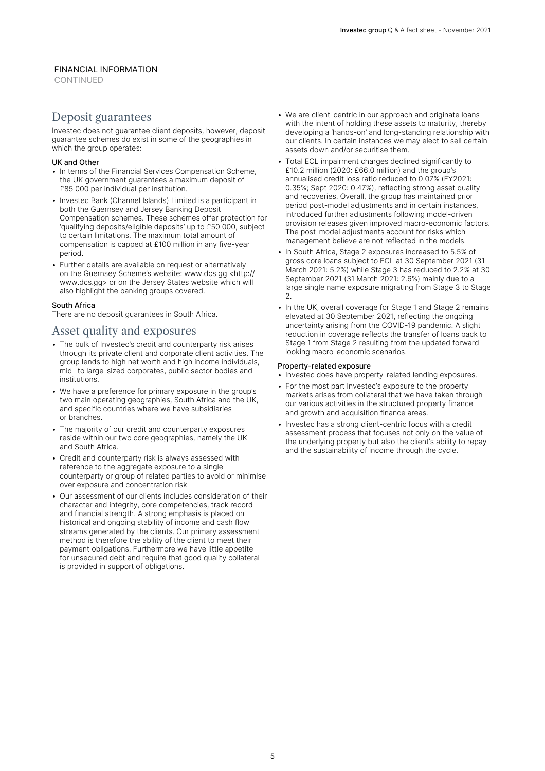FINANCIAL INFORMATION
CONTINUED

## Deposit guarantees

Investec does not guarantee client deposits, however, deposit guarantee schemes do exist in some of the geographies in which the group operates:

### UK and Other

- In terms of the Financial Services Compensation Scheme, the UK government guarantees a maximum deposit of £85 000 per individual per institution.
- Investec Bank (Channel Islands) Limited is a participant in both the Guernsey and Jersey Banking Deposit Compensation schemes. These schemes offer protection for 'qualifying deposits/eligible deposits' up to £50 000, subject to certain limitations. The maximum total amount of compensation is capped at £100 million in any five-year period.
- Further details are available on request or alternatively on the Guernsey Scheme's website: www.dcs.gg <http://www.dcs.gg> or on the Jersey States website which will also highlight the banking groups covered.

### South Africa

There are no deposit guarantees in South Africa.

## Asset quality and exposures

- The bulk of Investec's credit and counterparty risk arises through its private client and corporate client activities. The group lends to high net worth and high income individuals, mid- to large-sized corporates, public sector bodies and institutions.
- We have a preference for primary exposure in the group's two main operating geographies, South Africa and the UK, and specific countries where we have subsidiaries or branches.
- The majority of our credit and counterparty exposures reside within our two core geographies, namely the UK and South Africa.
- Credit and counterparty risk is always assessed with reference to the aggregate exposure to a single counterparty or group of related parties to avoid or minimise over exposure and concentration risk
- Our assessment of our clients includes consideration of their character and integrity, core competencies, track record and financial strength. A strong emphasis is placed on historical and ongoing stability of income and cash flow streams generated by the clients. Our primary assessment method is therefore the ability of the client to meet their payment obligations. Furthermore we have little appetite for unsecured debt and require that good quality collateral is provided in support of obligations.
- We are client-centric in our approach and originate loans with the intent of holding these assets to maturity, thereby developing a 'hands-on' and long-standing relationship with our clients. In certain instances we may elect to sell certain assets down and/or securitise them.
- Total ECL impairment charges declined significantly to £10.2 million (2020: £66.0 million) and the group's annualised credit loss ratio reduced to 0.07% (FY2021: 0.35%; Sept 2020: 0.47%), reflecting strong asset quality and recoveries. Overall, the group has maintained prior period post-model adjustments and in certain instances, introduced further adjustments following model-driven provision releases given improved macro-economic factors. The post-model adjustments account for risks which management believe are not reflected in the models.
- In South Africa, Stage 2 exposures increased to 5.5% of gross core loans subject to ECL at 30 September 2021 (31 March 2021: 5.2%) while Stage 3 has reduced to 2.2% at 30 September 2021 (31 March 2021: 2.6%) mainly due to a large single name exposure migrating from Stage 3 to Stage 2.
- In the UK, overall coverage for Stage 1 and Stage 2 remains elevated at 30 September 2021, reflecting the ongoing uncertainty arising from the COVID-19 pandemic. A slight reduction in coverage reflects the transfer of loans back to Stage 1 from Stage 2 resulting from the updated forward-looking macro-economic scenarios.

### Property-related exposure

- Investec does have property-related lending exposures.
- For the most part Investec's exposure to the property markets arises from collateral that we have taken through our various activities in the structured property finance and growth and acquisition finance areas.
- Investec has a strong client-centric focus with a credit assessment process that focuses not only on the value of the underlying property but also the client's ability to repay and the sustainability of income through the cycle.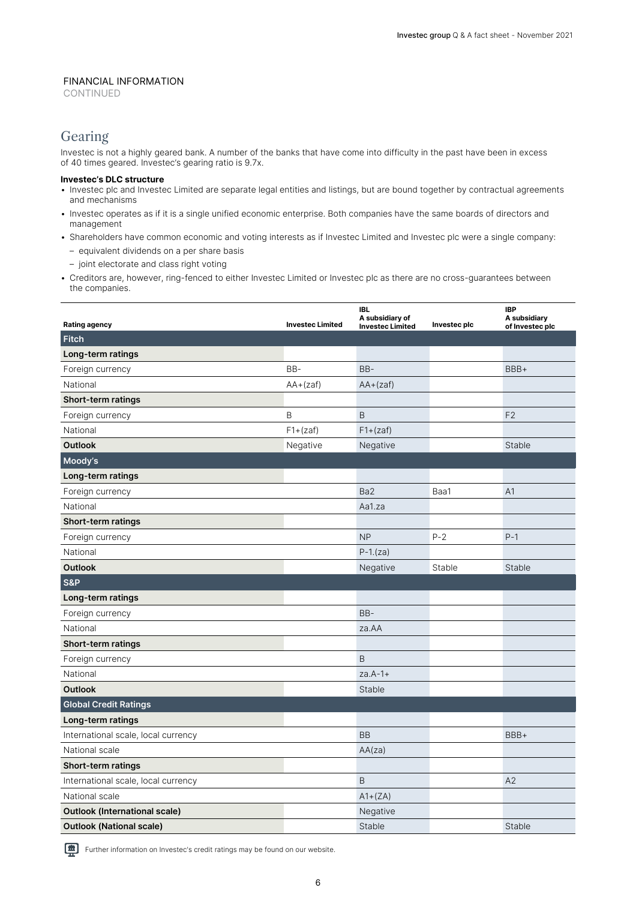FINANCIAL INFORMATION
CONTINUED

## Gearing

Investec is not a highly geared bank. A number of the banks that have come into difficulty in the past have been in excess of 40 times geared. Investec's gearing ratio is 9.7x.

**Investec's DLC structure**

- Investec plc and Investec Limited are separate legal entities and listings, but are bound together by contractual agreements and mechanisms
- Investec operates as if it is a single unified economic enterprise. Both companies have the same boards of directors and management
- Shareholders have common economic and voting interests as if Investec Limited and Investec plc were a single company:
  - equivalent dividends on a per share basis
  - joint electorate and class right voting
- Creditors are, however, ring-fenced to either Investec Limited or Investec plc as there are no cross-guarantees between the companies.

| Rating agency | Investec Limited | IBL A subsidiary of Investec Limited | Investec plc | IBP A subsidiary of Investec plc |
|---|---|---|---|---|
| **Fitch** | | | | |
| **Long-term ratings** | | | | |
| Foreign currency | BB- | BB- | | BBB+ |
| National | AA+(zaf) | AA+(zaf) | | |
| **Short-term ratings** | | | | |
| Foreign currency | B | B | | F2 |
| National | F1+(zaf) | F1+(zaf) | | |
| **Outlook** | Negative | Negative | | Stable |
| **Moody's** | | | | |
| **Long-term ratings** | | | | |
| Foreign currency | | Ba2 | Baa1 | A1 |
| National | | Aa1.za | | |
| **Short-term ratings** | | | | |
| Foreign currency | | NP | P-2 | P-1 |
| National | | P-1.(za) | | |
| **Outlook** | | Negative | Stable | Stable |
| **S&P** | | | | |
| **Long-term ratings** | | | | |
| Foreign currency | | BB- | | |
| National | | za.AA | | |
| **Short-term ratings** | | | | |
| Foreign currency | | B | | |
| National | | za.A-1+ | | |
| **Outlook** | | Stable | | |
| **Global Credit Ratings** | | | | |
| **Long-term ratings** | | | | |
| International scale, local currency | | BB | | BBB+ |
| National scale | | AA(za) | | |
| **Short-term ratings** | | | | |
| International scale, local currency | | B | | A2 |
| National scale | | A1+(ZA) | | |
| **Outlook (International scale)** | | Negative | | |
| **Outlook (National scale)** | | Stable | | Stable |

Further information on Investec's credit ratings may be found on our website.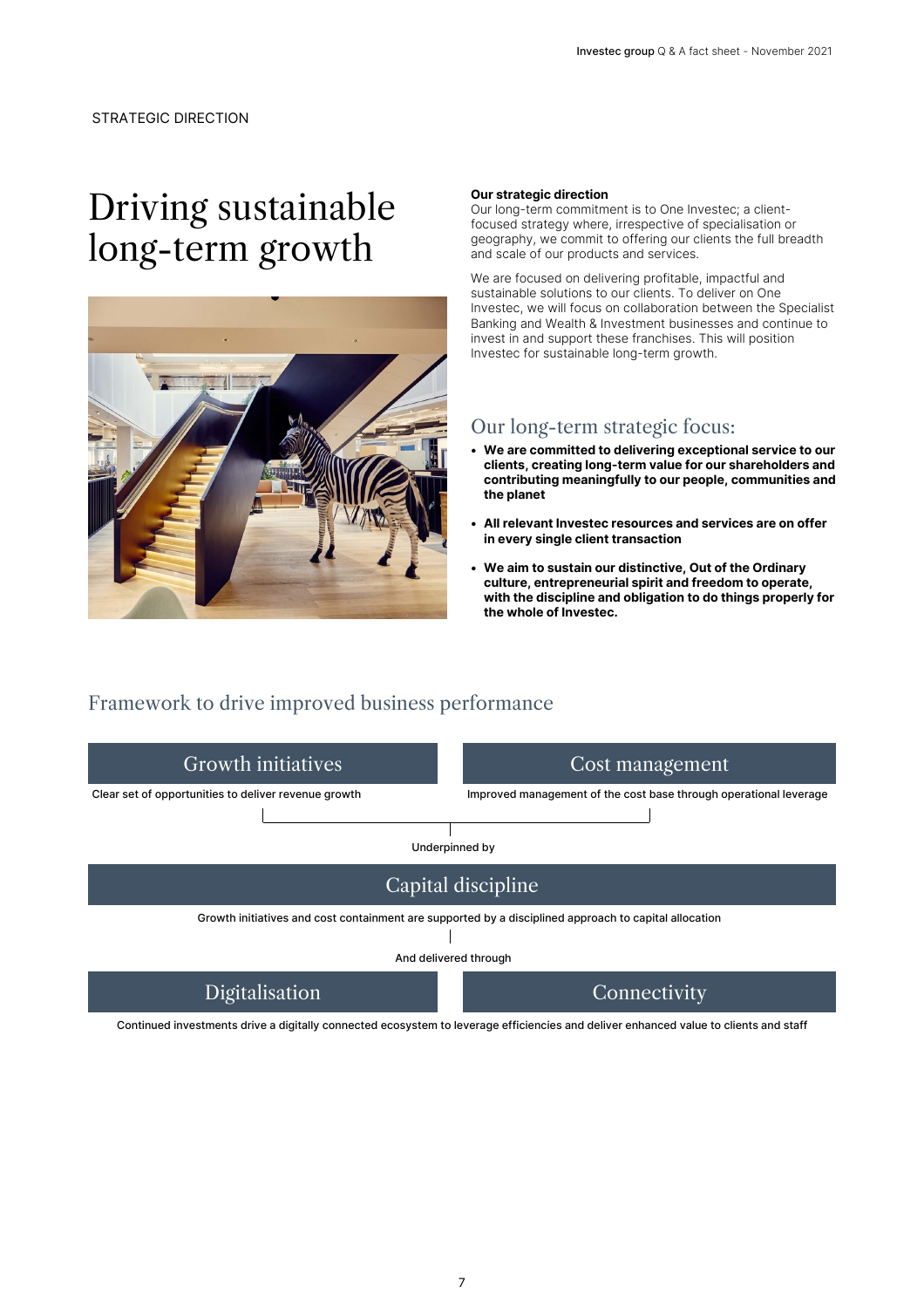STRATEGIC DIRECTION

# Driving sustainable long-term growth

**Our strategic direction**

Our long-term commitment is to One Investec; a client-focused strategy where, irrespective of specialisation or geography, we commit to offering our clients the full breadth and scale of our products and services.

We are focused on delivering profitable, impactful and sustainable solutions to our clients. To deliver on One Investec, we will focus on collaboration between the Specialist Banking and Wealth & Investment businesses and continue to invest in and support these franchises. This will position Investec for sustainable long-term growth.

## Our long-term strategic focus:

- **We are committed to delivering exceptional service to our clients, creating long-term value for our shareholders and contributing meaningfully to our people, communities and the planet**
- **All relevant Investec resources and services are on offer in every single client transaction**
- **We aim to sustain our distinctive, Out of the Ordinary culture, entrepreneurial spirit and freedom to operate, with the discipline and obligation to do things properly for the whole of Investec.**

## Framework to drive improved business performance

### Growth initiatives

Clear set of opportunities to deliver revenue growth

### Cost management

Improved management of the cost base through operational leverage

Underpinned by

### Capital discipline

Growth initiatives and cost containment are supported by a disciplined approach to capital allocation

And delivered through

### Digitalisation

### Connectivity

Continued investments drive a digitally connected ecosystem to leverage efficiencies and deliver enhanced value to clients and staff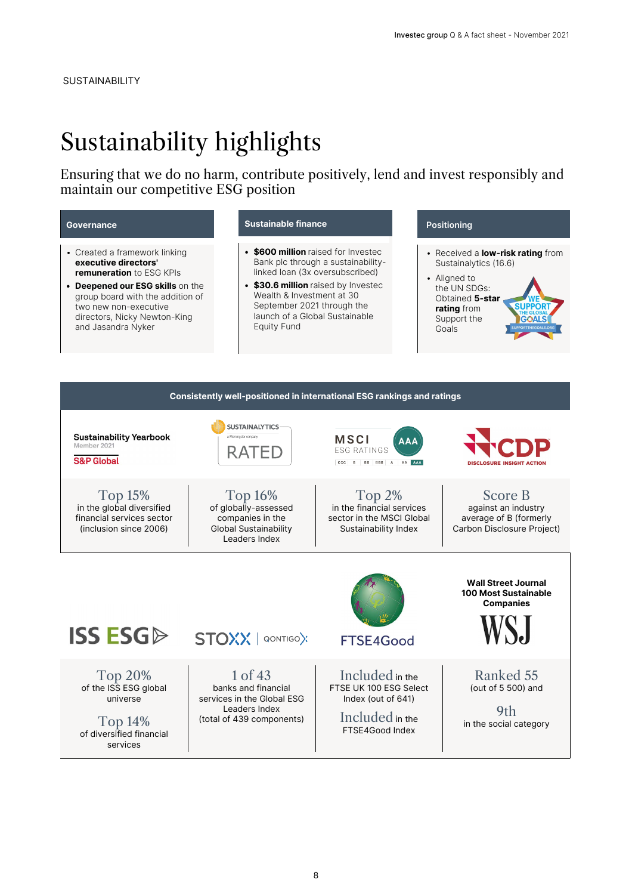SUSTAINABILITY

# Sustainability highlights

Ensuring that we do no harm, contribute positively, lend and invest responsibly and maintain our competitive ESG position

### Governance

- Created a framework linking **executive directors' remuneration** to ESG KPIs
- **Deepened our ESG skills** on the group board with the addition of two new non-executive directors, Nicky Newton-King and Jasandra Nyker

### Sustainable finance

- **$600 million** raised for Investec Bank plc through a sustainability-linked loan (3x oversubscribed)
- **$30.6 million** raised by Investec Wealth & Investment at 30 September 2021 through the launch of a Global Sustainable Equity Fund

### Positioning

- Received a **low-risk rating** from Sustainalytics (16.6)
- Aligned to the UN SDGs: Obtained **5-star rating** from Support the Goals

### Consistently well-positioned in international ESG rankings and ratings

| Sustainability Yearbook Member 2021 S&P Global | SUSTAINALYTICS RATED | MSCI ESG RATINGS AAA | CDP |
|---|---|---|---|
| Top 15% in the global diversified financial services sector (inclusion since 2006) | Top 16% of globally-assessed companies in the Global Sustainability Leaders Index | Top 2% in the financial services sector in the MSCI Global Sustainability Index | Score B against an industry average of B (formerly Carbon Disclosure Project) |

| ISS ESG | STOXX QONTIGO | FTSE4Good | Wall Street Journal 100 Most Sustainable Companies WSJ |
|---|---|---|---|
| Top 20% of the ISS ESG global universe<br><br>Top 14% of diversified financial services | 1 of 43 banks and financial services in the Global ESG Leaders Index (total of 439 components) | Included in the FTSE UK 100 ESG Select Index (out of 641)<br><br>Included in the FTSE4Good Index | Ranked 55 (out of 5 500) and<br><br>9th in the social category |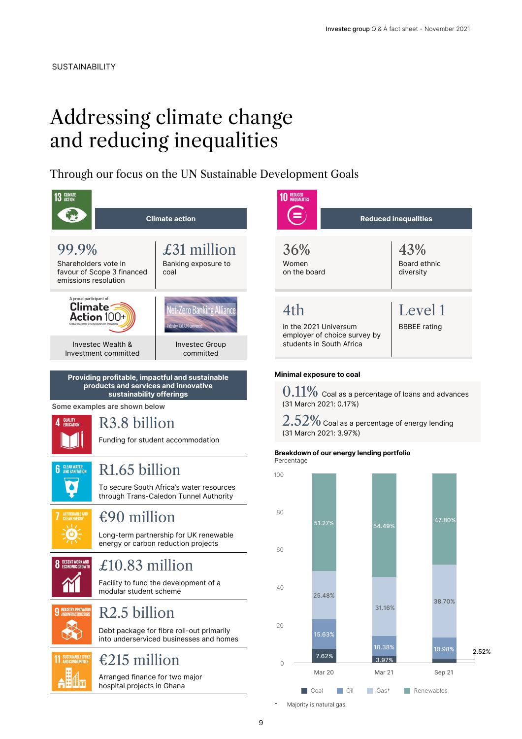SUSTAINABILITY

# Addressing climate change and reducing inequalities

## Through our focus on the UN Sustainable Development Goals

### 13 Climate action

**Climate action**

| 99.9% | £31 million |
|---|---|
| Shareholders vote in favour of Scope 3 financed emissions resolution | Banking exposure to coal |

A proud participant of: Climate Action 100+ — Global Investors Driving Business Transition

Investec Wealth & Investment committed

Net-Zero Banking Alliance — Industry-led, UN convened

Investec Group committed

**Providing profitable, impactful and sustainable products and services and innovative sustainability offerings**

Some examples are shown below

**4 Quality education**
**R3.8 billion**
Funding for student accommodation

**6 Clean water and sanitation**
**R1.65 billion**
To secure South Africa's water resources through Trans-Caledon Tunnel Authority

**7 Affordable and clean energy**
**€90 million**
Long-term partnership for UK renewable energy or carbon reduction projects

**8 Decent work and economic growth**
**£10.83 million**
Facility to fund the development of a modular student scheme

**9 Industry, innovation and infrastructure**
**R2.5 billion**
Debt package for fibre roll-out primarily into underserviced businesses and homes

**11 Sustainable cities and communities**
**€215 million**
Arranged finance for two major hospital projects in Ghana

### 10 Reduced inequalities

**Reduced inequalities**

| 36% | 43% |
|---|---|
| Women on the board | Board ethnic diversity |
| **4th** | **Level 1** |
| in the 2021 Universum employer of choice survey by students in South Africa | BBBEE rating |

**Minimal exposure to coal**

**0.11%** Coal as a percentage of loans and advances (31 March 2021: 0.17%)

**2.52%** Coal as a percentage of energy lending (31 March 2021: 3.97%)

**Breakdown of our energy lending portfolio**
Percentage

| | Mar 20 | Mar 21 | Sep 21 |
|---|---|---|---|
| Coal | 7.62% | 3.97% | 2.52% |
| Oil | 15.63% | 10.38% | 10.98% |
| Gas* | 25.48% | 31.16% | 38.70% |
| Renewables | 51.27% | 54.49% | 47.80% |

\* Majority is natural gas.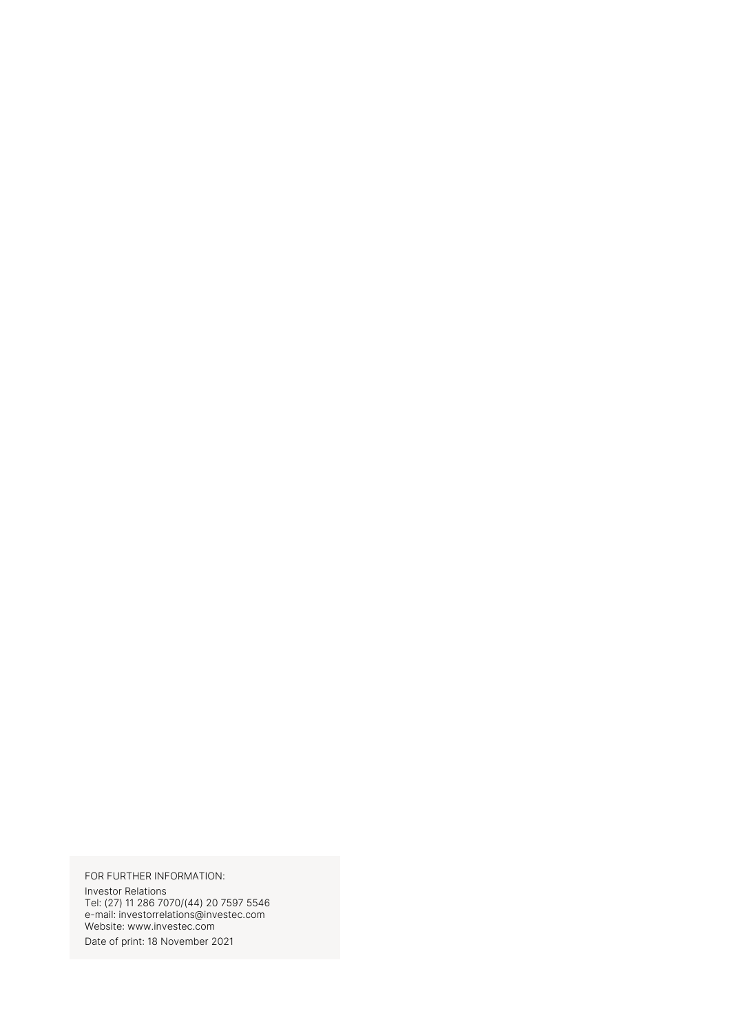FOR FURTHER INFORMATION:

Investor Relations
Tel: (27) 11 286 7070/(44) 20 7597 5546
e-mail: investorrelations@investec.com
Website: www.investec.com

Date of print: 18 November 2021